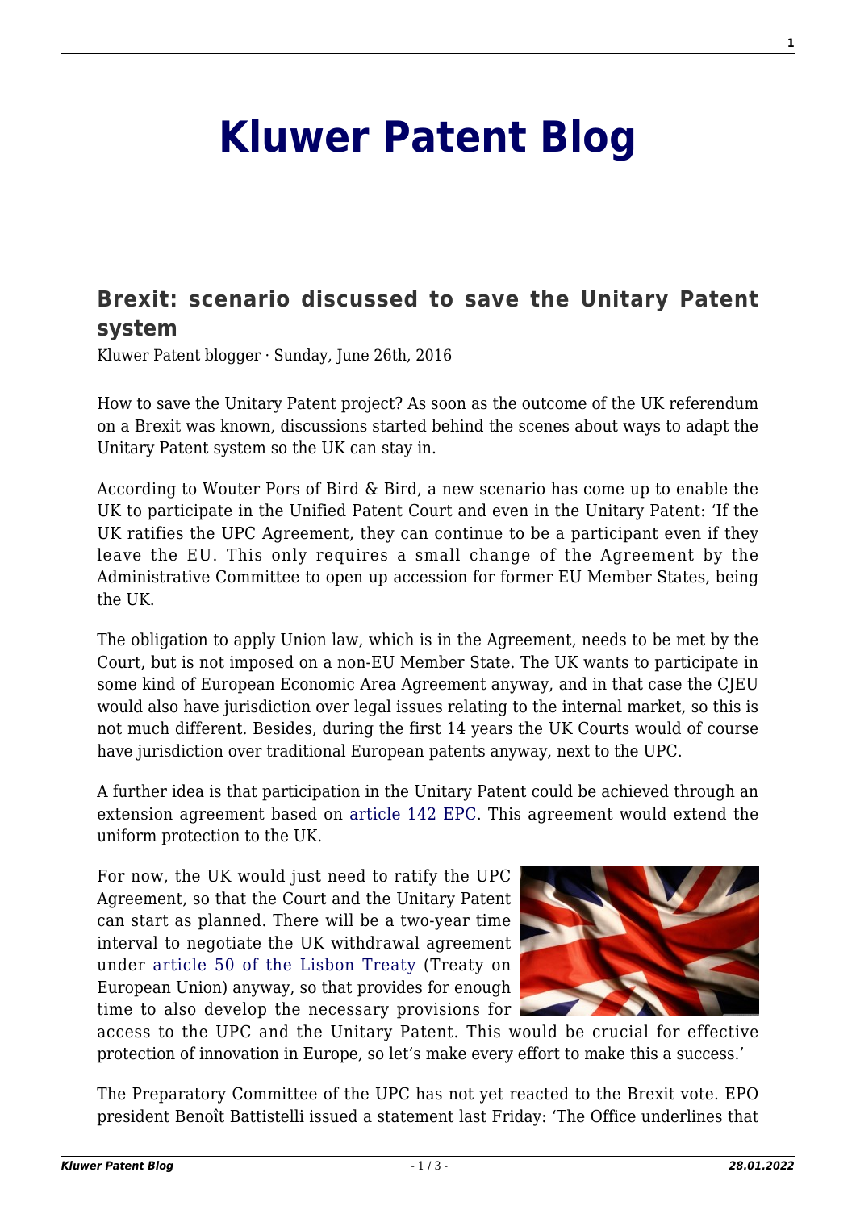# Kluwer Patent Blog

## Brexit: scenario discussed to save the Unitary Patent system

Kluwer Patent blogger · Sunday, June 26th, 2016

How to save the Unitary Patent project? As soon as the outcome of the UK referendum on a Brexit was known, discussions started behind the scenes about ways to adapt the Unitary Patent system so the UK can stay in.

According to Wouter Pors of Bird & Bird, a new scenario has come up to enable the UK to participate in the Unified Patent Court and even in the Unitary Patent: 'If the UK ratifies the UPC Agreement, they can continue to be a participant even if they leave the EU. This only requires a small change of the Agreement by the Administrative Committee to open up accession for former EU Member States, being the UK.

The obligation to apply Union law, which is in the Agreement, needs to be met by the Court, but is not imposed on a non-EU Member State. The UK wants to participate in some kind of European Economic Area Agreement anyway, and in that case the CJEU would also have jurisdiction over legal issues relating to the internal market, so this is not much different. Besides, during the first 14 years the UK Courts would of course have jurisdiction over traditional European patents anyway, next to the UPC.

A further idea is that participation in the Unitary Patent could be achieved through an extension agreement based on article 142 EPC. This agreement would extend the uniform protection to the UK.

For now, the UK would just need to ratify the UPC Agreement, so that the Court and the Unitary Patent can start as planned. There will be a two-year time interval to negotiate the UK withdrawal agreement under article 50 of the Lisbon Treaty (Treaty on European Union) anyway, so that provides for enough time to also develop the necessary provisions for access to the UPC and the Unitary Patent. This would be crucial for effective protection of innovation in Europe, so let's make every effort to make this a success.'

The Preparatory Committee of the UPC has not yet reacted to the Brexit vote. EPO president Benoît Battistelli issued a statement last Friday: 'The Office underlines that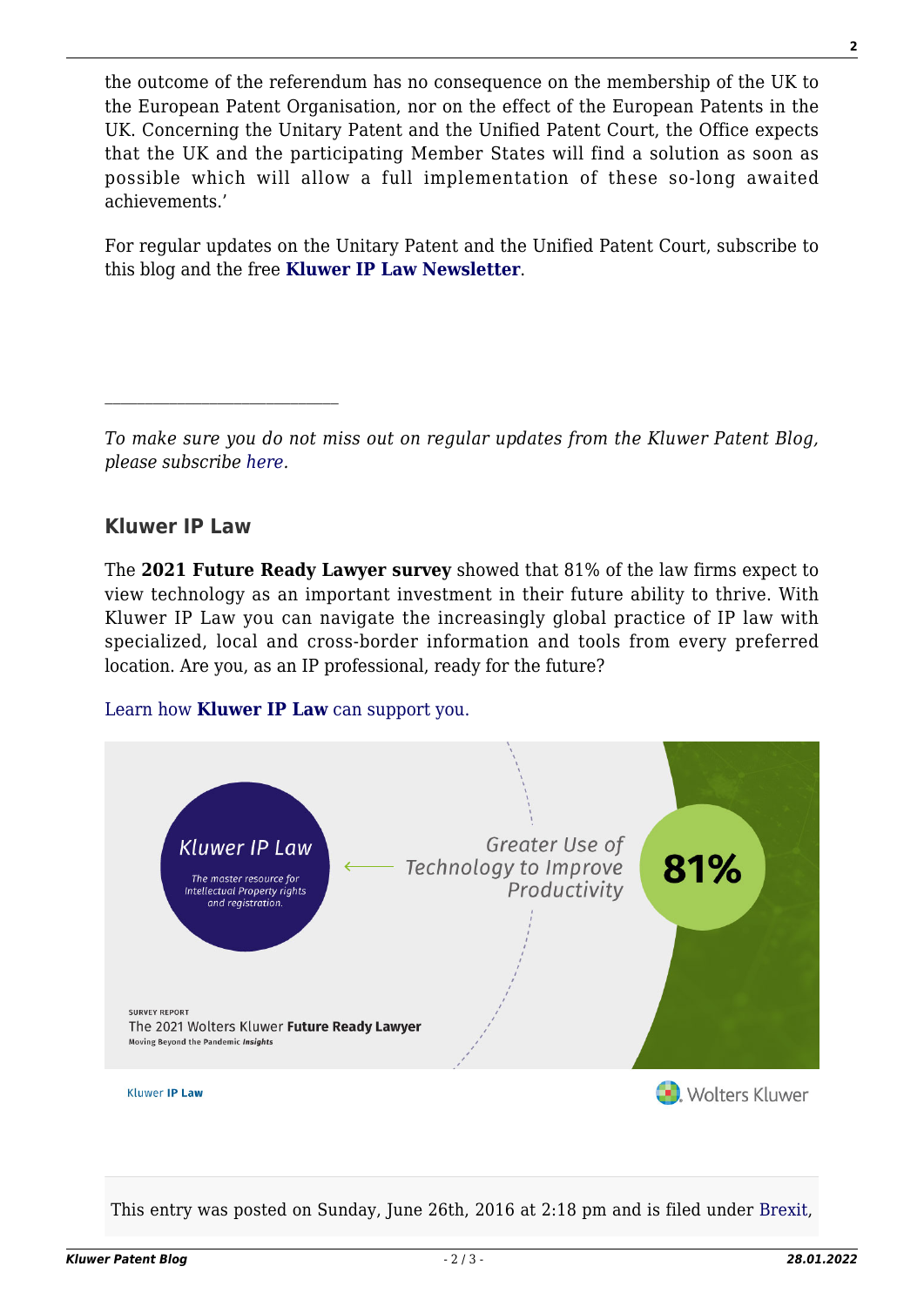the outcome of the referendum has no consequence on the membership of the UK to the European Patent Organisation, nor on the effect of the European Patents in the UK. Concerning the Unitary Patent and the Unified Patent Court, the Office expects that the UK and the participating Member States will find a solution as soon as possible which will allow a full implementation of these so-long awaited achievements.'

For regular updates on the Unitary Patent and the Unified Patent Court, subscribe to this blog and the free **Kluwer IP Law Newsletter**.

---

*To make sure you do not miss out on regular updates from the Kluwer Patent Blog, please subscribe here.*

### Kluwer IP Law

The **2021 Future Ready Lawyer survey** showed that 81% of the law firms expect to view technology as an important investment in their future ability to thrive. With Kluwer IP Law you can navigate the increasingly global practice of IP law with specialized, local and cross-border information and tools from every preferred location. Are you, as an IP professional, ready for the future?

Learn how **Kluwer IP Law** can support you.

This entry was posted on Sunday, June 26th, 2016 at 2:18 pm and is filed under Brexit,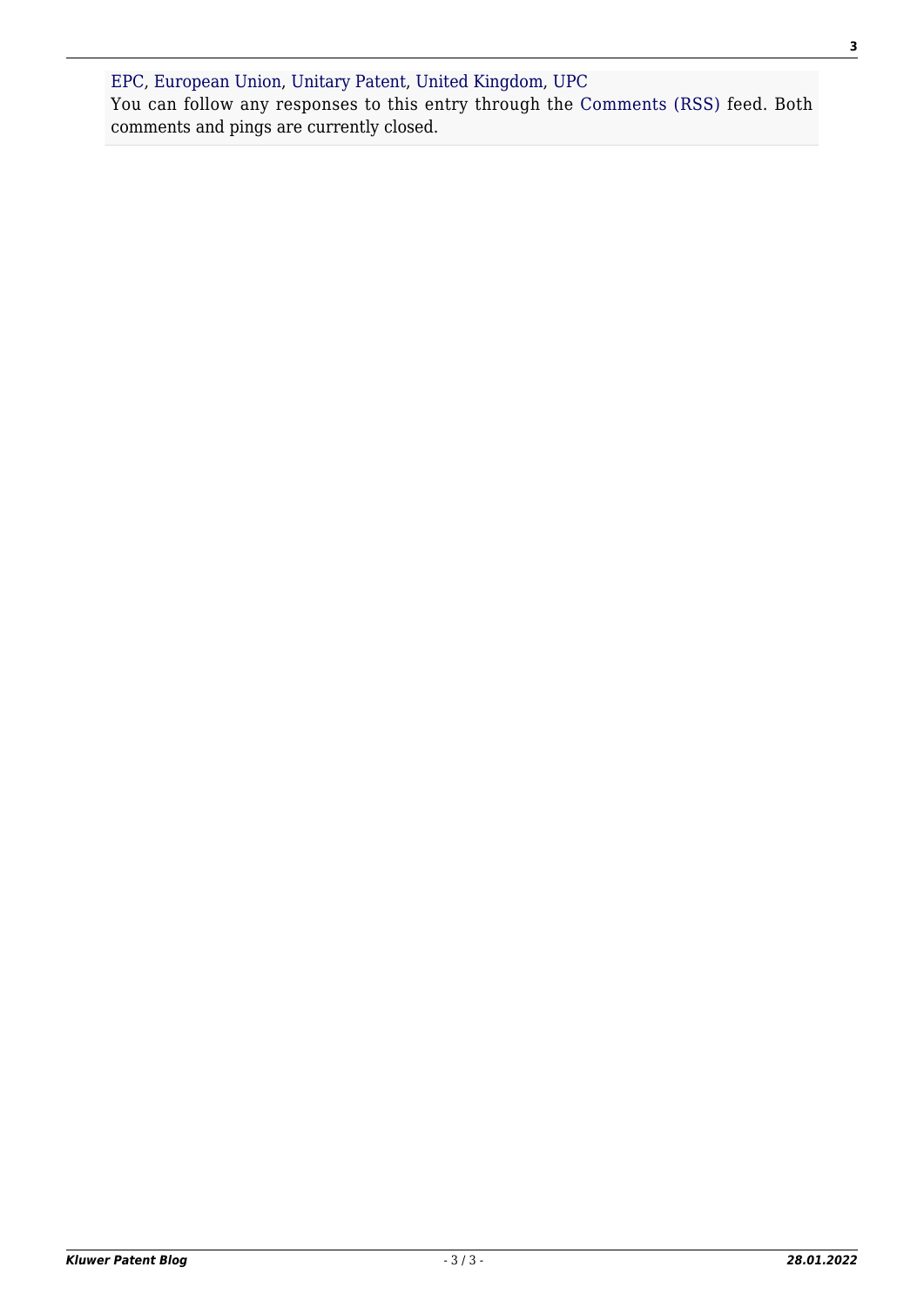EPC, European Union, Unitary Patent, United Kingdom, UPC
You can follow any responses to this entry through the Comments (RSS) feed. Both comments and pings are currently closed.